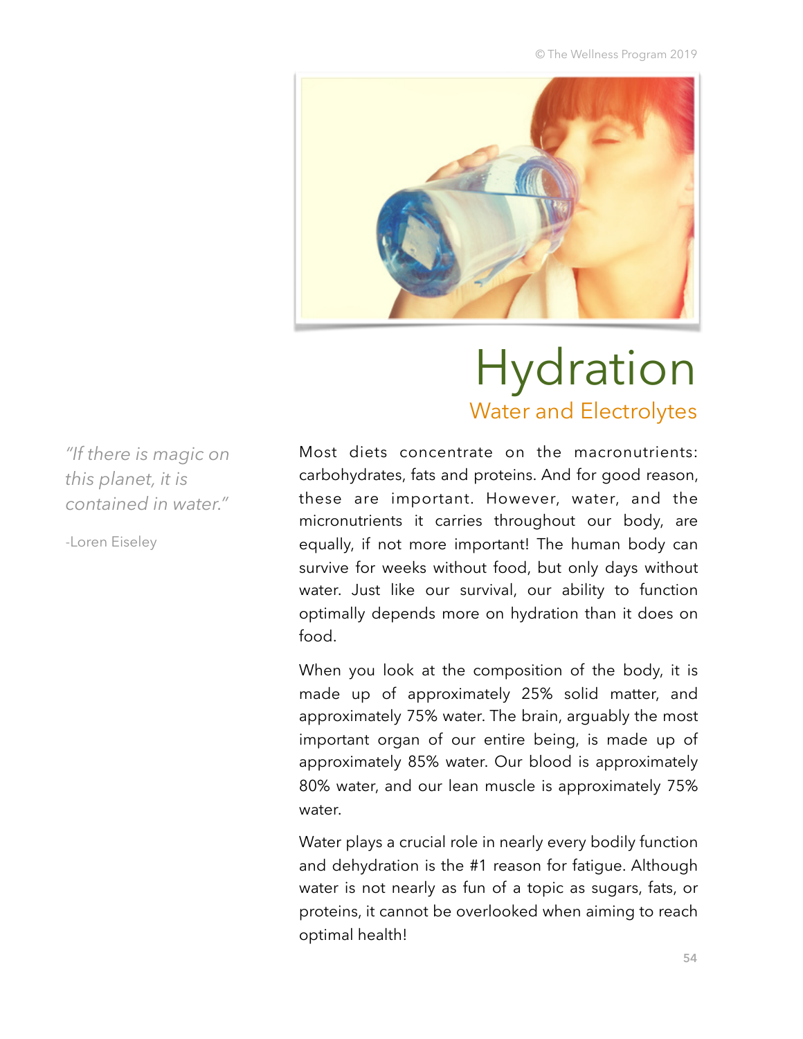# Hydration

## Water and Electrolytes

> *"If there is magic on this planet, it is contained in water."*
>
> -Loren Eiseley

Most diets concentrate on the macronutrients: carbohydrates, fats and proteins. And for good reason, these are important. However, water, and the micronutrients it carries throughout our body, are equally, if not more important! The human body can survive for weeks without food, but only days without water. Just like our survival, our ability to function optimally depends more on hydration than it does on food.

When you look at the composition of the body, it is made up of approximately 25% solid matter, and approximately 75% water. The brain, arguably the most important organ of our entire being, is made up of approximately 85% water. Our blood is approximately 80% water, and our lean muscle is approximately 75% water.

Water plays a crucial role in nearly every bodily function and dehydration is the #1 reason for fatigue. Although water is not nearly as fun of a topic as sugars, fats, or proteins, it cannot be overlooked when aiming to reach optimal health!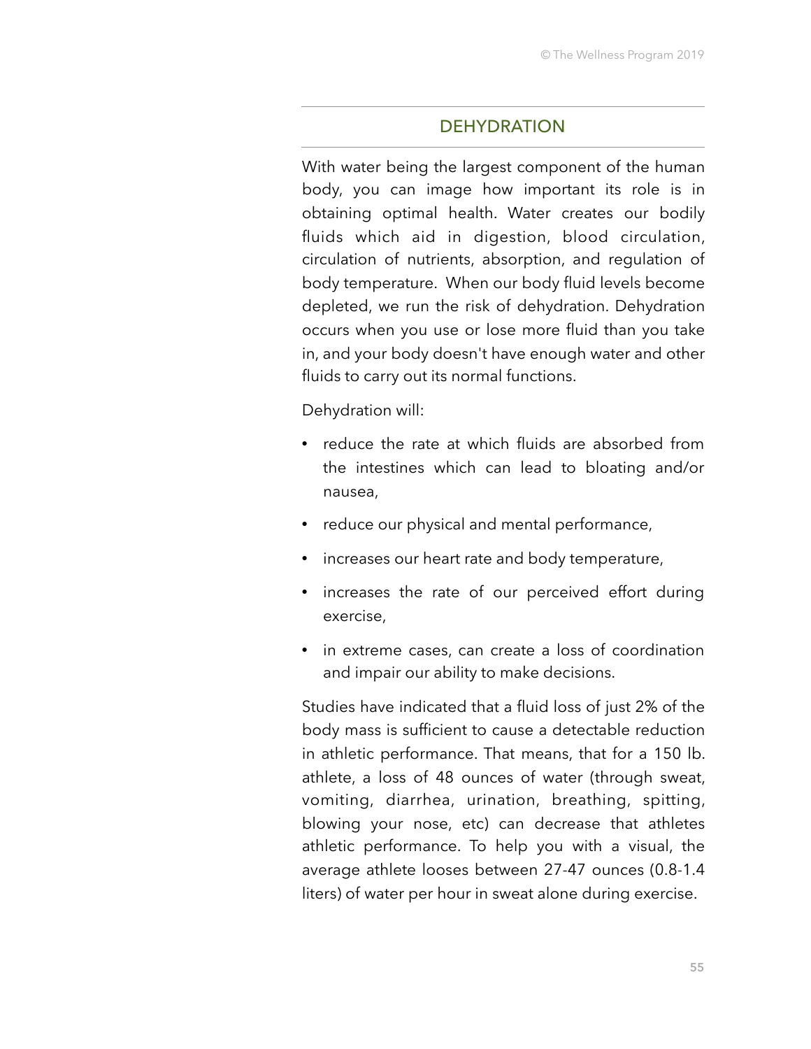## DEHYDRATION

With water being the largest component of the human body, you can image how important its role is in obtaining optimal health. Water creates our bodily fluids which aid in digestion, blood circulation, circulation of nutrients, absorption, and regulation of body temperature. When our body fluid levels become depleted, we run the risk of dehydration. Dehydration occurs when you use or lose more fluid than you take in, and your body doesn't have enough water and other fluids to carry out its normal functions.

Dehydration will:

- reduce the rate at which fluids are absorbed from the intestines which can lead to bloating and/or nausea,
- reduce our physical and mental performance,
- increases our heart rate and body temperature,
- increases the rate of our perceived effort during exercise,
- in extreme cases, can create a loss of coordination and impair our ability to make decisions.

Studies have indicated that a fluid loss of just 2% of the body mass is sufficient to cause a detectable reduction in athletic performance. That means, that for a 150 lb. athlete, a loss of 48 ounces of water (through sweat, vomiting, diarrhea, urination, breathing, spitting, blowing your nose, etc) can decrease that athletes athletic performance. To help you with a visual, the average athlete looses between 27-47 ounces (0.8-1.4 liters) of water per hour in sweat alone during exercise.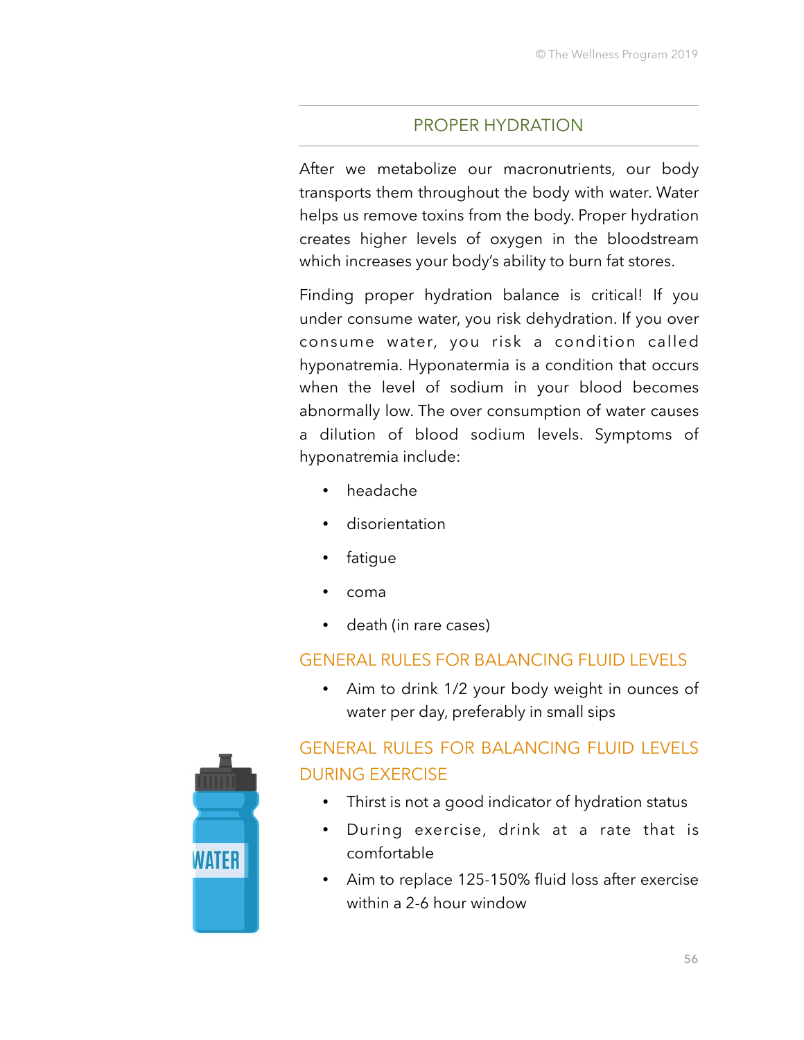## PROPER HYDRATION

After we metabolize our macronutrients, our body transports them throughout the body with water. Water helps us remove toxins from the body. Proper hydration creates higher levels of oxygen in the bloodstream which increases your body's ability to burn fat stores.

Finding proper hydration balance is critical! If you under consume water, you risk dehydration. If you over consume water, you risk a condition called hyponatremia. Hyponatermia is a condition that occurs when the level of sodium in your blood becomes abnormally low. The over consumption of water causes a dilution of blood sodium levels. Symptoms of hyponatremia include:

- headache
- disorientation
- fatigue
- coma
- death (in rare cases)

### GENERAL RULES FOR BALANCING FLUID LEVELS

- Aim to drink 1/2 your body weight in ounces of water per day, preferably in small sips

### GENERAL RULES FOR BALANCING FLUID LEVELS DURING EXERCISE

- Thirst is not a good indicator of hydration status
- During exercise, drink at a rate that is comfortable
- Aim to replace 125-150% fluid loss after exercise within a 2-6 hour window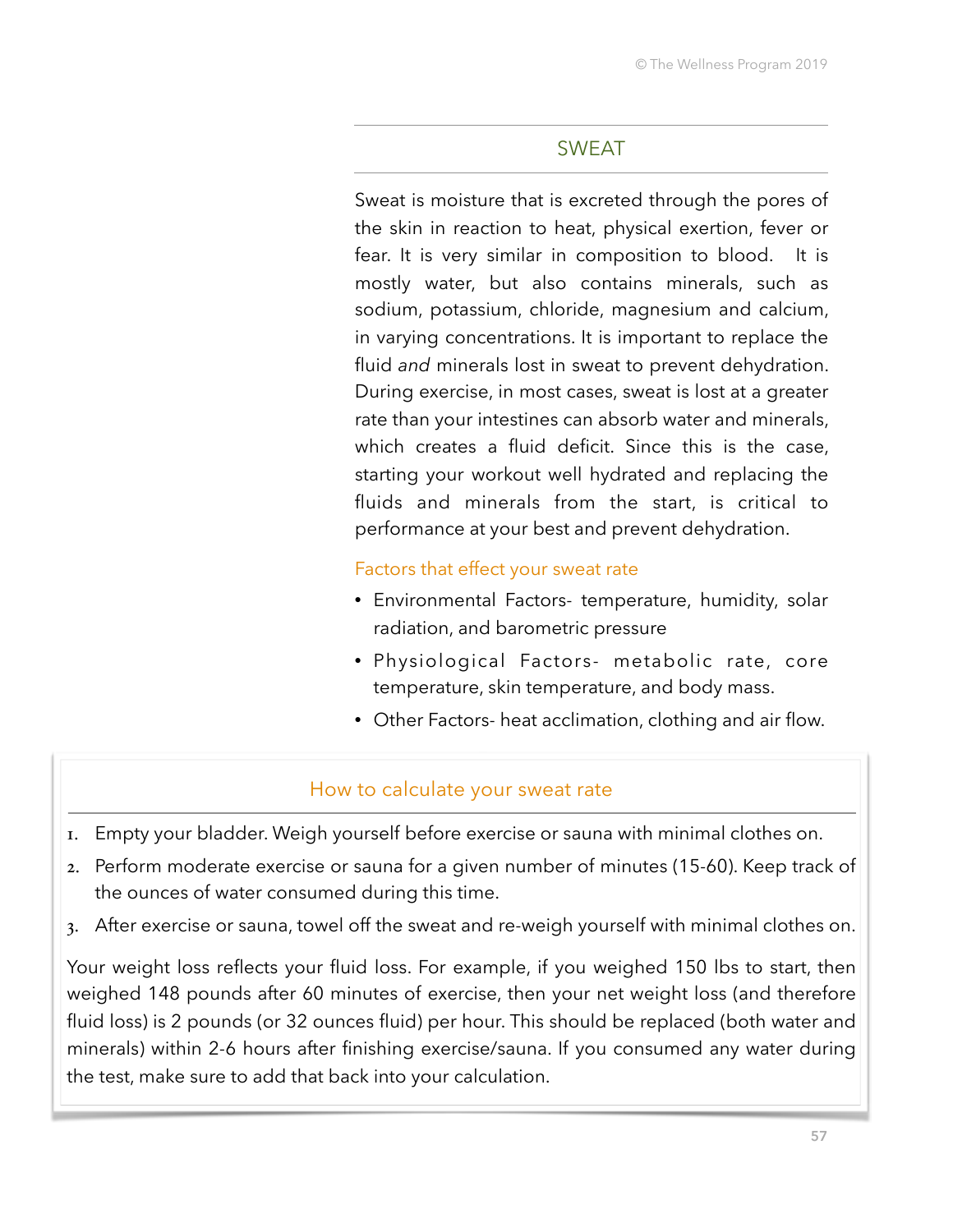## SWEAT

Sweat is moisture that is excreted through the pores of the skin in reaction to heat, physical exertion, fever or fear. It is very similar in composition to blood. It is mostly water, but also contains minerals, such as sodium, potassium, chloride, magnesium and calcium, in varying concentrations. It is important to replace the fluid *and* minerals lost in sweat to prevent dehydration. During exercise, in most cases, sweat is lost at a greater rate than your intestines can absorb water and minerals, which creates a fluid deficit. Since this is the case, starting your workout well hydrated and replacing the fluids and minerals from the start, is critical to performance at your best and prevent dehydration.

### Factors that effect your sweat rate

- Environmental Factors- temperature, humidity, solar radiation, and barometric pressure
- Physiological Factors- metabolic rate, core temperature, skin temperature, and body mass.
- Other Factors- heat acclimation, clothing and air flow.

### How to calculate your sweat rate

1. Empty your bladder. Weigh yourself before exercise or sauna with minimal clothes on.
2. Perform moderate exercise or sauna for a given number of minutes (15-60). Keep track of the ounces of water consumed during this time.
3. After exercise or sauna, towel off the sweat and re-weigh yourself with minimal clothes on.

Your weight loss reflects your fluid loss. For example, if you weighed 150 lbs to start, then weighed 148 pounds after 60 minutes of exercise, then your net weight loss (and therefore fluid loss) is 2 pounds (or 32 ounces fluid) per hour. This should be replaced (both water and minerals) within 2-6 hours after finishing exercise/sauna. If you consumed any water during the test, make sure to add that back into your calculation.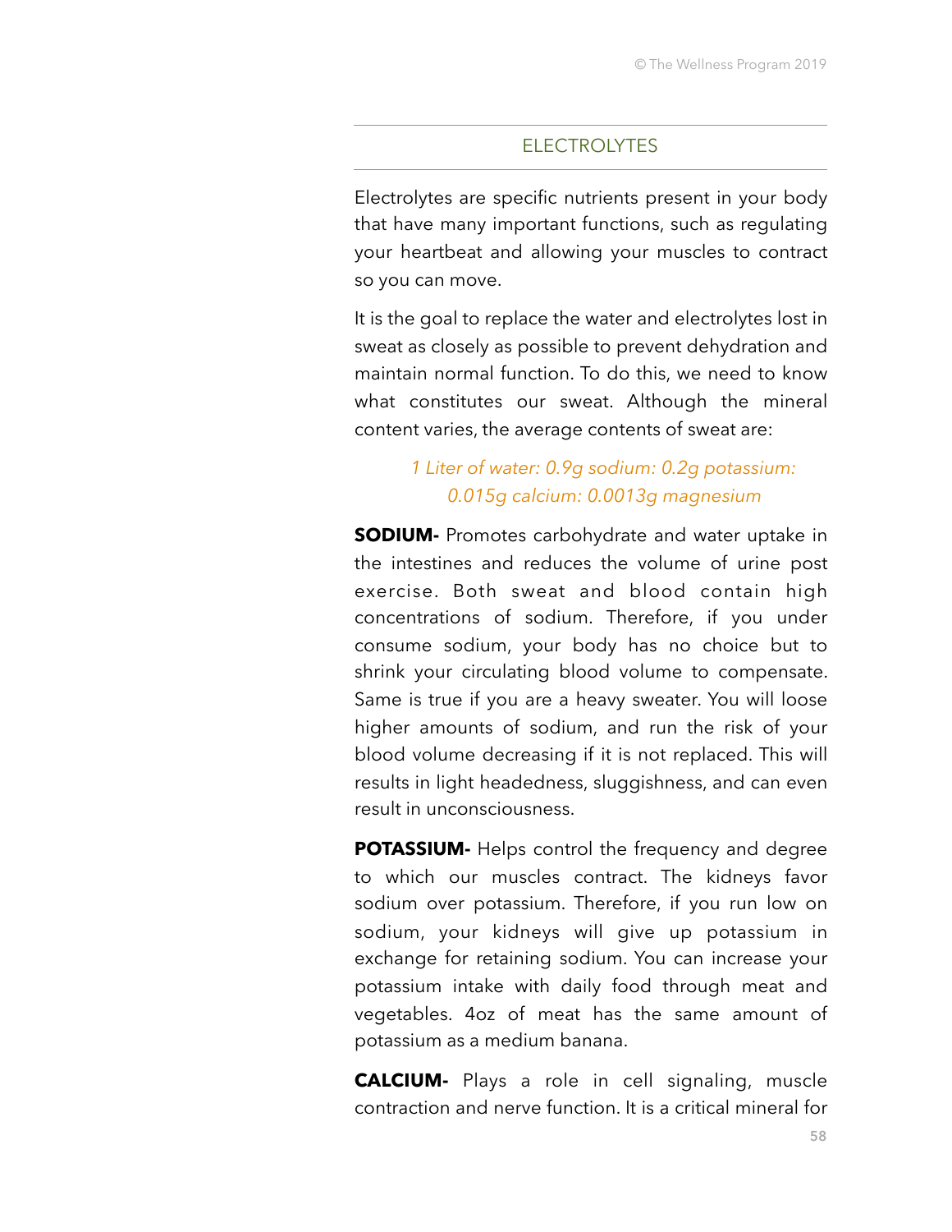## ELECTROLYTES

Electrolytes are specific nutrients present in your body that have many important functions, such as regulating your heartbeat and allowing your muscles to contract so you can move.

It is the goal to replace the water and electrolytes lost in sweat as closely as possible to prevent dehydration and maintain normal function. To do this, we need to know what constitutes our sweat. Although the mineral content varies, the average contents of sweat are:

*1 Liter of water: 0.9g sodium: 0.2g potassium: 0.015g calcium: 0.0013g magnesium*

**SODIUM-** Promotes carbohydrate and water uptake in the intestines and reduces the volume of urine post exercise. Both sweat and blood contain high concentrations of sodium. Therefore, if you under consume sodium, your body has no choice but to shrink your circulating blood volume to compensate. Same is true if you are a heavy sweater. You will loose higher amounts of sodium, and run the risk of your blood volume decreasing if it is not replaced. This will results in light headedness, sluggishness, and can even result in unconsciousness.

**POTASSIUM-** Helps control the frequency and degree to which our muscles contract. The kidneys favor sodium over potassium. Therefore, if you run low on sodium, your kidneys will give up potassium in exchange for retaining sodium. You can increase your potassium intake with daily food through meat and vegetables. 4oz of meat has the same amount of potassium as a medium banana.

**CALCIUM-** Plays a role in cell signaling, muscle contraction and nerve function. It is a critical mineral for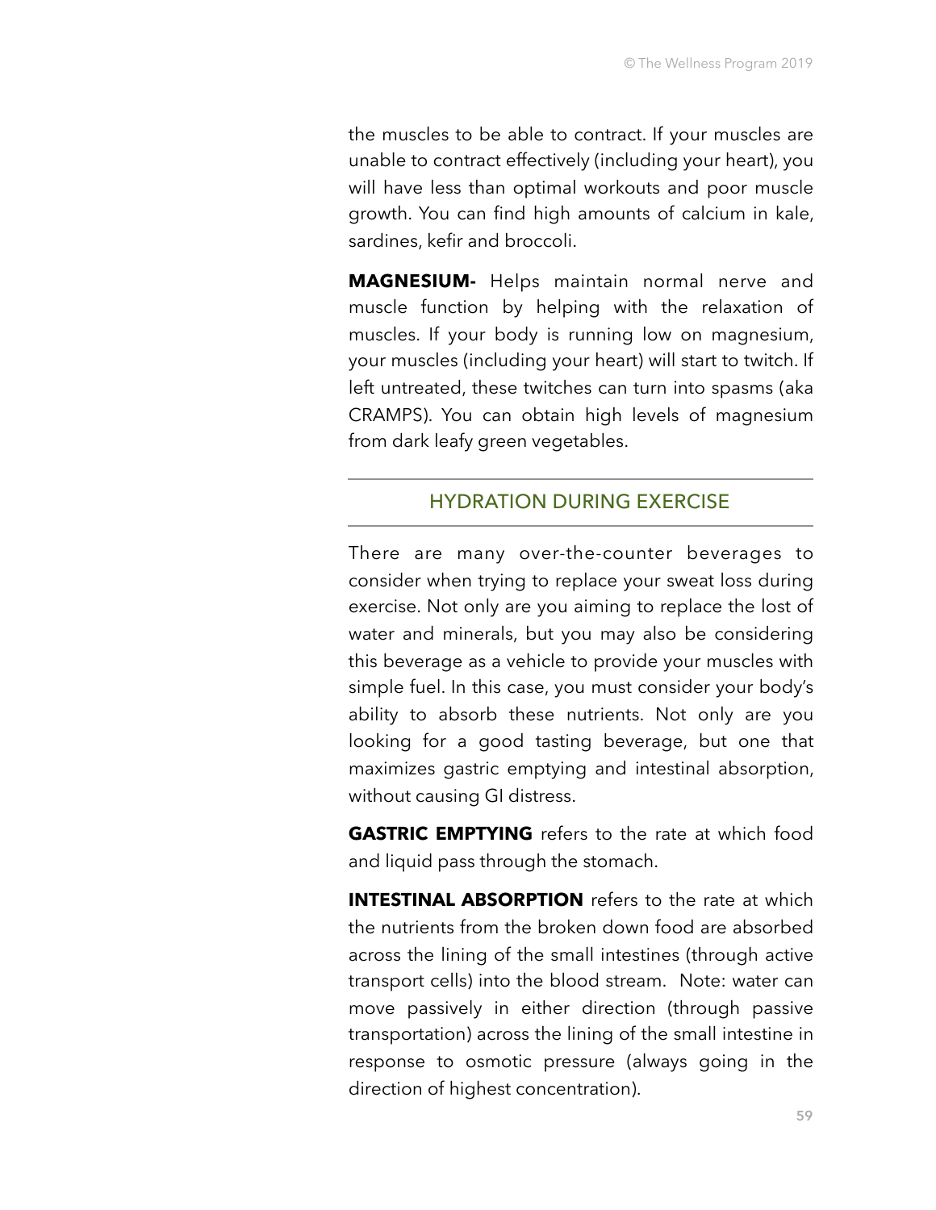the muscles to be able to contract. If your muscles are unable to contract effectively (including your heart), you will have less than optimal workouts and poor muscle growth. You can find high amounts of calcium in kale, sardines, kefir and broccoli.

**MAGNESIUM-** Helps maintain normal nerve and muscle function by helping with the relaxation of muscles. If your body is running low on magnesium, your muscles (including your heart) will start to twitch. If left untreated, these twitches can turn into spasms (aka CRAMPS). You can obtain high levels of magnesium from dark leafy green vegetables.

---

## HYDRATION DURING EXERCISE

---

There are many over-the-counter beverages to consider when trying to replace your sweat loss during exercise. Not only are you aiming to replace the lost of water and minerals, but you may also be considering this beverage as a vehicle to provide your muscles with simple fuel. In this case, you must consider your body's ability to absorb these nutrients. Not only are you looking for a good tasting beverage, but one that maximizes gastric emptying and intestinal absorption, without causing GI distress.

**GASTRIC EMPTYING** refers to the rate at which food and liquid pass through the stomach.

**INTESTINAL ABSORPTION** refers to the rate at which the nutrients from the broken down food are absorbed across the lining of the small intestines (through active transport cells) into the blood stream. Note: water can move passively in either direction (through passive transportation) across the lining of the small intestine in response to osmotic pressure (always going in the direction of highest concentration).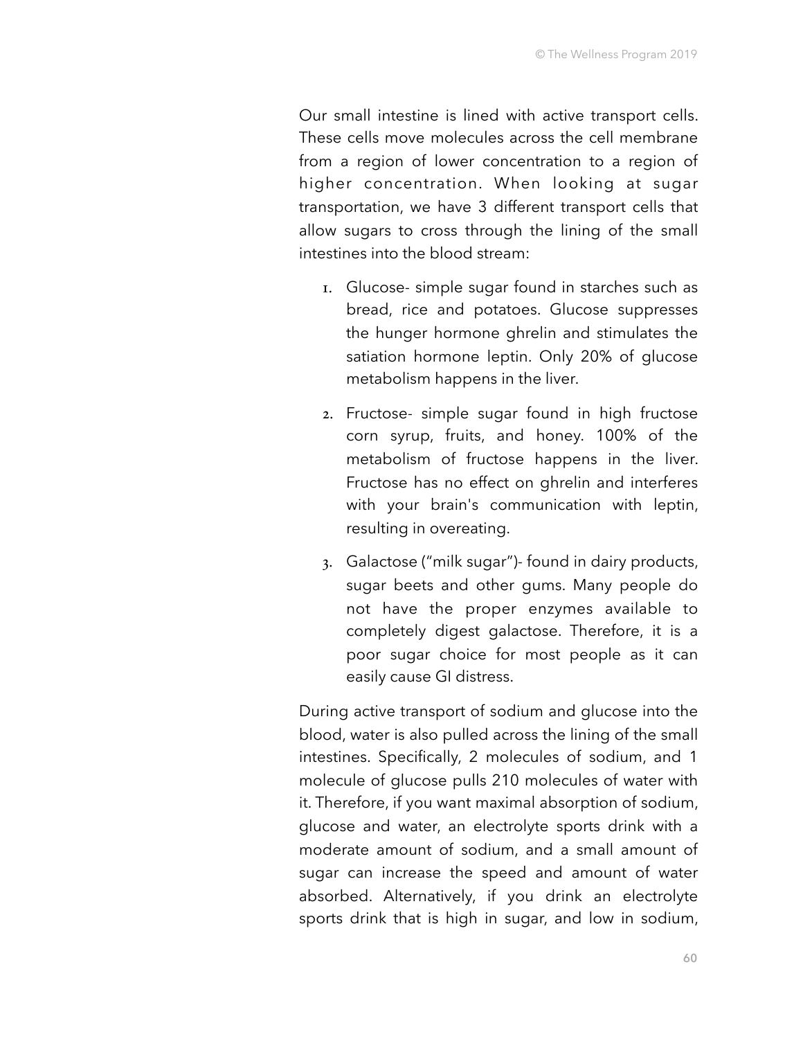Our small intestine is lined with active transport cells. These cells move molecules across the cell membrane from a region of lower concentration to a region of higher concentration. When looking at sugar transportation, we have 3 different transport cells that allow sugars to cross through the lining of the small intestines into the blood stream:

1. Glucose- simple sugar found in starches such as bread, rice and potatoes. Glucose suppresses the hunger hormone ghrelin and stimulates the satiation hormone leptin. Only 20% of glucose metabolism happens in the liver.
2. Fructose- simple sugar found in high fructose corn syrup, fruits, and honey. 100% of the metabolism of fructose happens in the liver. Fructose has no effect on ghrelin and interferes with your brain's communication with leptin, resulting in overeating.
3. Galactose ("milk sugar")- found in dairy products, sugar beets and other gums. Many people do not have the proper enzymes available to completely digest galactose. Therefore, it is a poor sugar choice for most people as it can easily cause GI distress.

During active transport of sodium and glucose into the blood, water is also pulled across the lining of the small intestines. Specifically, 2 molecules of sodium, and 1 molecule of glucose pulls 210 molecules of water with it. Therefore, if you want maximal absorption of sodium, glucose and water, an electrolyte sports drink with a moderate amount of sodium, and a small amount of sugar can increase the speed and amount of water absorbed. Alternatively, if you drink an electrolyte sports drink that is high in sugar, and low in sodium,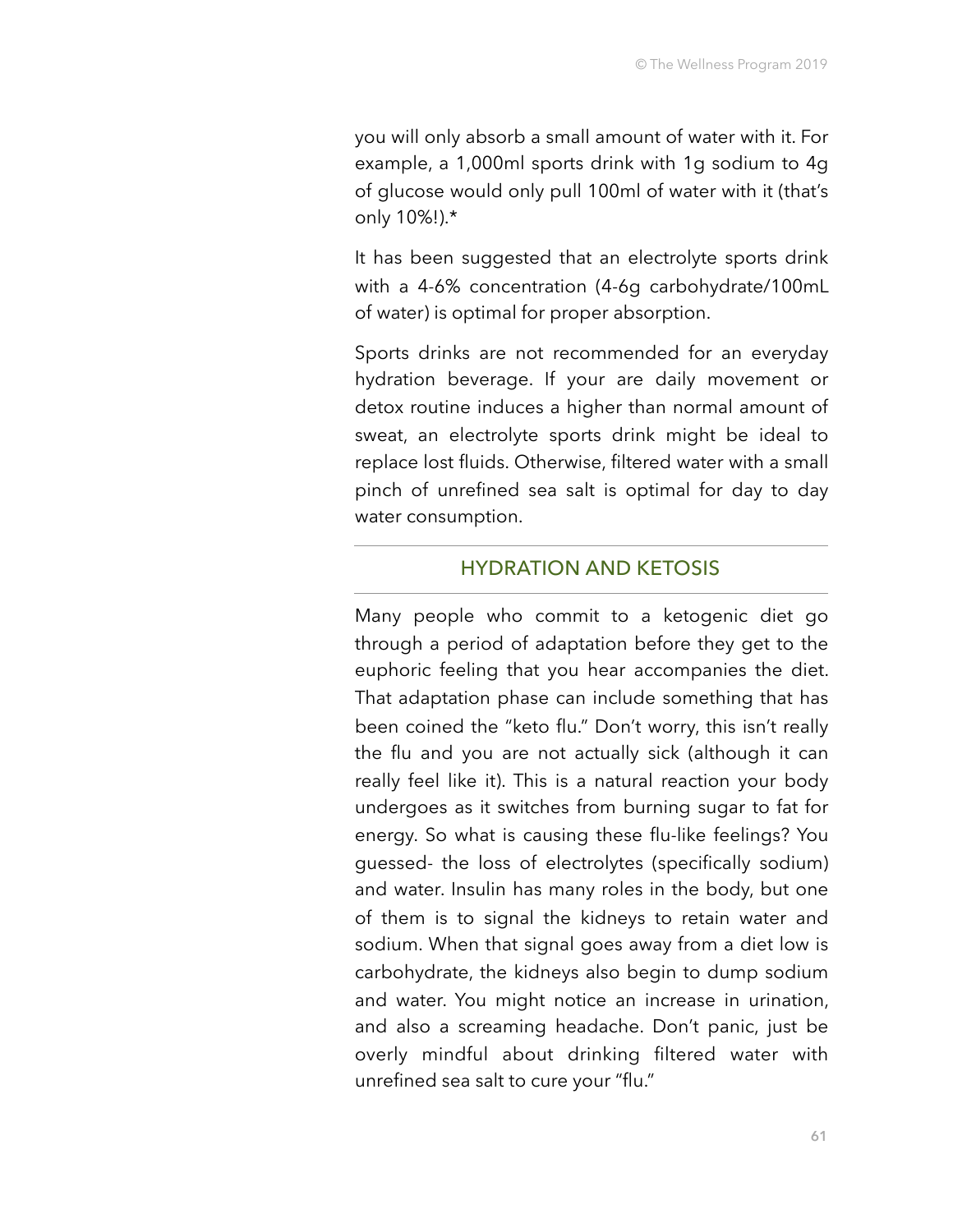you will only absorb a small amount of water with it. For example, a 1,000ml sports drink with 1g sodium to 4g of glucose would only pull 100ml of water with it (that's only 10%!).*

It has been suggested that an electrolyte sports drink with a 4-6% concentration (4-6g carbohydrate/100mL of water) is optimal for proper absorption.

Sports drinks are not recommended for an everyday hydration beverage. If your are daily movement or detox routine induces a higher than normal amount of sweat, an electrolyte sports drink might be ideal to replace lost fluids. Otherwise, filtered water with a small pinch of unrefined sea salt is optimal for day to day water consumption.

## HYDRATION AND KETOSIS

Many people who commit to a ketogenic diet go through a period of adaptation before they get to the euphoric feeling that you hear accompanies the diet. That adaptation phase can include something that has been coined the "keto flu." Don't worry, this isn't really the flu and you are not actually sick (although it can really feel like it). This is a natural reaction your body undergoes as it switches from burning sugar to fat for energy. So what is causing these flu-like feelings? You guessed- the loss of electrolytes (specifically sodium) and water. Insulin has many roles in the body, but one of them is to signal the kidneys to retain water and sodium. When that signal goes away from a diet low is carbohydrate, the kidneys also begin to dump sodium and water. You might notice an increase in urination, and also a screaming headache. Don't panic, just be overly mindful about drinking filtered water with unrefined sea salt to cure your "flu."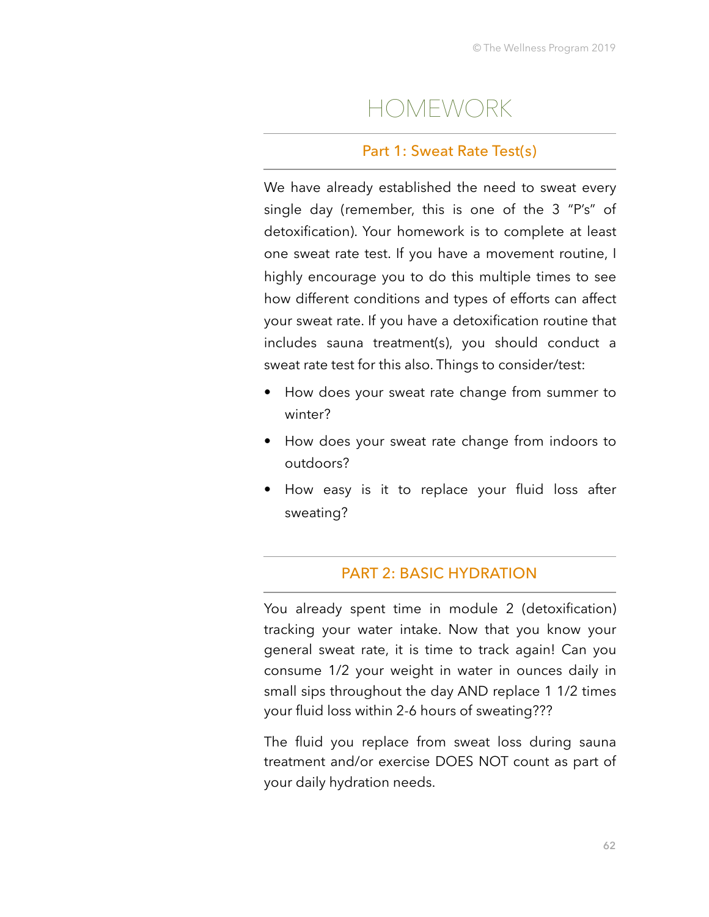# HOMEWORK

## Part 1: Sweat Rate Test(s)

We have already established the need to sweat every single day (remember, this is one of the 3 "P's" of detoxification). Your homework is to complete at least one sweat rate test. If you have a movement routine, I highly encourage you to do this multiple times to see how different conditions and types of efforts can affect your sweat rate. If you have a detoxification routine that includes sauna treatment(s), you should conduct a sweat rate test for this also. Things to consider/test:

- How does your sweat rate change from summer to winter?
- How does your sweat rate change from indoors to outdoors?
- How easy is it to replace your fluid loss after sweating?

## PART 2: BASIC HYDRATION

You already spent time in module 2 (detoxification) tracking your water intake. Now that you know your general sweat rate, it is time to track again! Can you consume 1/2 your weight in water in ounces daily in small sips throughout the day AND replace 1 1/2 times your fluid loss within 2-6 hours of sweating???

The fluid you replace from sweat loss during sauna treatment and/or exercise DOES NOT count as part of your daily hydration needs.